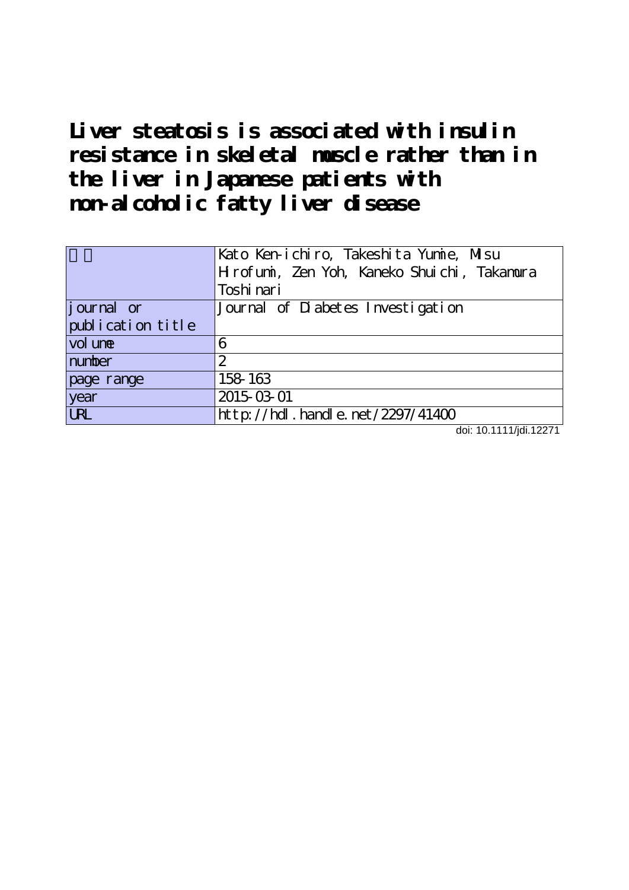# Liver steatosis is associated with insulin resistance in skeletal muscle rather than in the liver in Japanese patients with non-alcoholic fatty liver disease

| | |
|---|---|
| 著者 | Kato Ken-ichiro, Takeshita Yumie, Misu Hirofumi, Zen Yoh, Kaneko Shuichi, Takamura Toshinari |
| journal or publication title | Journal of Diabetes Investigation |
| volume | 6 |
| number | 2 |
| page range | 158-163 |
| year | 2015-03-01 |
| URL | http://hdl.handle.net/2297/41400 |

doi: 10.1111/jdi.12271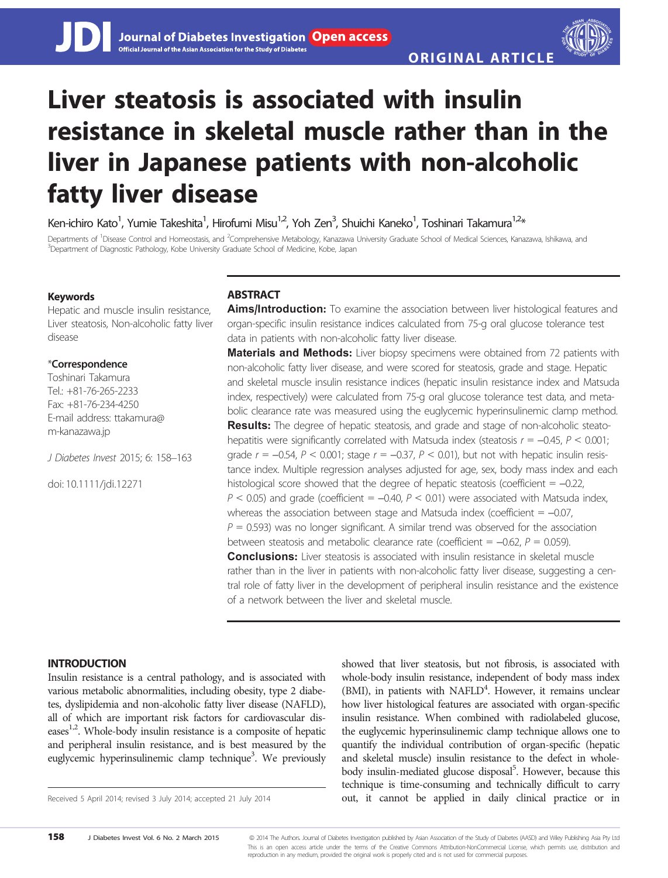# Liver steatosis is associated with insulin resistance in skeletal muscle rather than in the liver in Japanese patients with non-alcoholic fatty liver disease

Ken-ichiro Kato[1], Yumie Takeshita[1], Hirofumi Misu[1,2], Yoh Zen[3], Shuichi Kaneko[1], Toshinari Takamura[1,2]*

Departments of [1]Disease Control and Homeostasis, and [2]Comprehensive Metabology, Kanazawa University Graduate School of Medical Sciences, Kanazawa, Ishikawa, and [3]Department of Diagnostic Pathology, Kobe University Graduate School of Medicine, Kobe, Japan

**Keywords**

Hepatic and muscle insulin resistance, Liver steatosis, Non-alcoholic fatty liver disease

**\*Correspondence**

Toshinari Takamura
Tel.: +81-76-265-2233
Fax: +81-76-234-4250
E-mail address: ttakamura@m-kanazawa.jp

*J Diabetes Invest* 2015; 6: 158–163

doi: 10.1111/jdi.12271

## ABSTRACT

**Aims/Introduction:** To examine the association between liver histological features and organ-specific insulin resistance indices calculated from 75-g oral glucose tolerance test data in patients with non-alcoholic fatty liver disease.

**Materials and Methods:** Liver biopsy specimens were obtained from 72 patients with non-alcoholic fatty liver disease, and were scored for steatosis, grade and stage. Hepatic and skeletal muscle insulin resistance indices (hepatic insulin resistance index and Matsuda index, respectively) were calculated from 75-g oral glucose tolerance test data, and metabolic clearance rate was measured using the euglycemic hyperinsulinemic clamp method.

**Results:** The degree of hepatic steatosis, and grade and stage of non-alcoholic steatohepatitis were significantly correlated with Matsuda index (steatosis $r = -0.45$, $P < 0.001$; grade $r = -0.54$, $P < 0.001$; stage $r = -0.37$, $P < 0.01$), but not with hepatic insulin resistance index. Multiple regression analyses adjusted for age, sex, body mass index and each histological score showed that the degree of hepatic steatosis (coefficient = –0.22, $P < 0.05$) and grade (coefficient = –0.40, $P < 0.01$) were associated with Matsuda index, whereas the association between stage and Matsuda index (coefficient = –0.07, $P = 0.593$) was no longer significant. A similar trend was observed for the association between steatosis and metabolic clearance rate (coefficient = –0.62, $P = 0.059$).

**Conclusions:** Liver steatosis is associated with insulin resistance in skeletal muscle rather than in the liver in patients with non-alcoholic fatty liver disease, suggesting a central role of fatty liver in the development of peripheral insulin resistance and the existence of a network between the liver and skeletal muscle.

## INTRODUCTION

Insulin resistance is a central pathology, and is associated with various metabolic abnormalities, including obesity, type 2 diabetes, dyslipidemia and non-alcoholic fatty liver disease (NAFLD), all of which are important risk factors for cardiovascular diseases[1,2]. Whole-body insulin resistance is a composite of hepatic and peripheral insulin resistance, and is best measured by the euglycemic hyperinsulinemic clamp technique[3]. We previously showed that liver steatosis, but not fibrosis, is associated with whole-body insulin resistance, independent of body mass index (BMI), in patients with NAFLD[4]. However, it remains unclear how liver histological features are associated with organ-specific insulin resistance. When combined with radiolabeled glucose, the euglycemic hyperinsulinemic clamp technique allows one to quantify the individual contribution of organ-specific (hepatic and skeletal muscle) insulin resistance to the defect in whole-body insulin-mediated glucose disposal[5]. However, because this technique is time-consuming and technically difficult to carry out, it cannot be applied in daily clinical practice or in

Received 5 April 2014; revised 3 July 2014; accepted 21 July 2014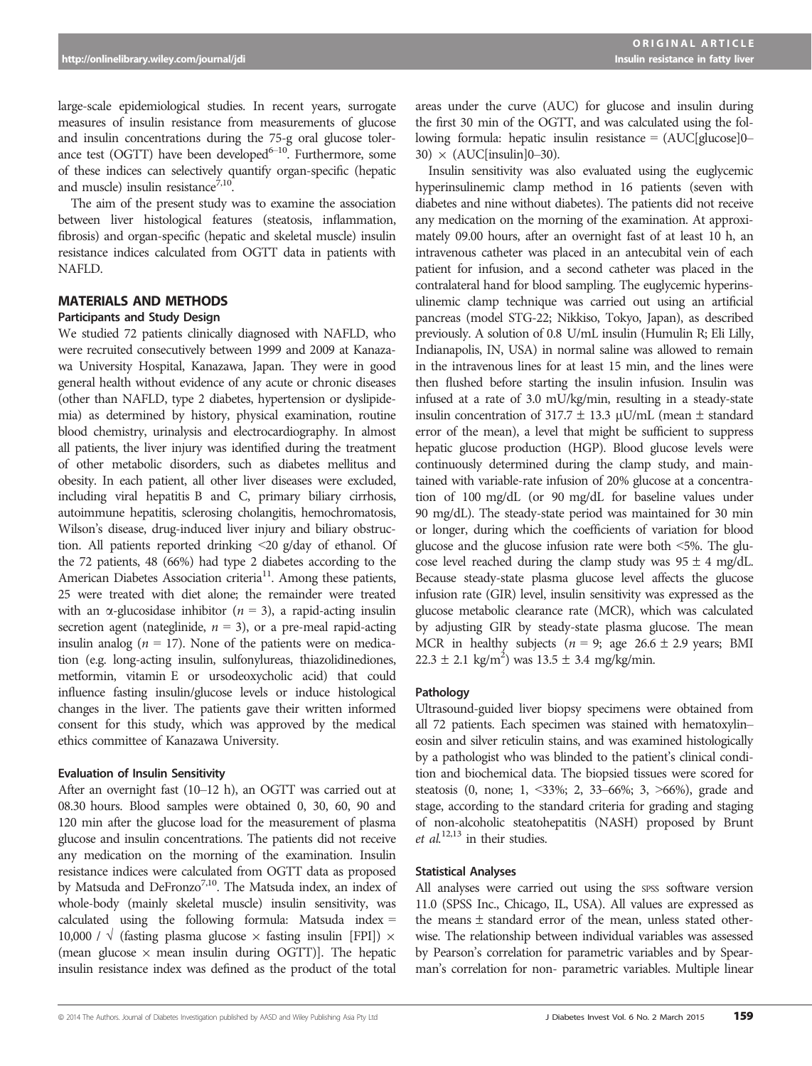large-scale epidemiological studies. In recent years, surrogate measures of insulin resistance from measurements of glucose and insulin concentrations during the 75-g oral glucose tolerance test (OGTT) have been developed[6–10]. Furthermore, some of these indices can selectively quantify organ-specific (hepatic and muscle) insulin resistance[7,10].

The aim of the present study was to examine the association between liver histological features (steatosis, inflammation, fibrosis) and organ-specific (hepatic and skeletal muscle) insulin resistance indices calculated from OGTT data in patients with NAFLD.

## MATERIALS AND METHODS

### Participants and Study Design

We studied 72 patients clinically diagnosed with NAFLD, who were recruited consecutively between 1999 and 2009 at Kanazawa University Hospital, Kanazawa, Japan. They were in good general health without evidence of any acute or chronic diseases (other than NAFLD, type 2 diabetes, hypertension or dyslipidemia) as determined by history, physical examination, routine blood chemistry, urinalysis and electrocardiography. In almost all patients, the liver injury was identified during the treatment of other metabolic disorders, such as diabetes mellitus and obesity. In each patient, all other liver diseases were excluded, including viral hepatitis B and C, primary biliary cirrhosis, autoimmune hepatitis, sclerosing cholangitis, hemochromatosis, Wilson's disease, drug-induced liver injury and biliary obstruction. All patients reported drinking <20 g/day of ethanol. Of the 72 patients, 48 (66%) had type 2 diabetes according to the American Diabetes Association criteria[11]. Among these patients, 25 were treated with diet alone; the remainder were treated with an α-glucosidase inhibitor ($n = 3$), a rapid-acting insulin secretion agent (nateglinide, $n = 3$), or a pre-meal rapid-acting insulin analog ($n = 17$). None of the patients were on medication (e.g. long-acting insulin, sulfonylureas, thiazolidinediones, metformin, vitamin E or ursodeoxycholic acid) that could influence fasting insulin/glucose levels or induce histological changes in the liver. The patients gave their written informed consent for this study, which was approved by the medical ethics committee of Kanazawa University.

### Evaluation of Insulin Sensitivity

After an overnight fast (10–12 h), an OGTT was carried out at 08.30 hours. Blood samples were obtained 0, 30, 60, 90 and 120 min after the glucose load for the measurement of plasma glucose and insulin concentrations. The patients did not receive any medication on the morning of the examination. Insulin resistance indices were calculated from OGTT data as proposed by Matsuda and DeFronzo[7,10]. The Matsuda index, an index of whole-body (mainly skeletal muscle) insulin sensitivity, was calculated using the following formula: Matsuda index = 10,000 / √ (fasting plasma glucose × fasting insulin [FPI]) × (mean glucose × mean insulin during OGTT)]. The hepatic insulin resistance index was defined as the product of the total areas under the curve (AUC) for glucose and insulin during the first 30 min of the OGTT, and was calculated using the following formula: hepatic insulin resistance = (AUC[glucose]0–30) × (AUC[insulin]0–30).

Insulin sensitivity was also evaluated using the euglycemic hyperinsulinemic clamp method in 16 patients (seven with diabetes and nine without diabetes). The patients did not receive any medication on the morning of the examination. At approximately 09.00 hours, after an overnight fast of at least 10 h, an intravenous catheter was placed in an antecubital vein of each patient for infusion, and a second catheter was placed in the contralateral hand for blood sampling. The euglycemic hyperinsulinemic clamp technique was carried out using an artificial pancreas (model STG-22; Nikkiso, Tokyo, Japan), as described previously. A solution of 0.8 U/mL insulin (Humulin R; Eli Lilly, Indianapolis, IN, USA) in normal saline was allowed to remain in the intravenous lines for at least 15 min, and the lines were then flushed before starting the insulin infusion. Insulin was infused at a rate of 3.0 mU/kg/min, resulting in a steady-state insulin concentration of 317.7 ± 13.3 μU/mL (mean ± standard error of the mean), a level that might be sufficient to suppress hepatic glucose production (HGP). Blood glucose levels were continuously determined during the clamp study, and maintained with variable-rate infusion of 20% glucose at a concentration of 100 mg/dL (or 90 mg/dL for baseline values under 90 mg/dL). The steady-state period was maintained for 30 min or longer, during which the coefficients of variation for blood glucose and the glucose infusion rate were both <5%. The glucose level reached during the clamp study was 95 ± 4 mg/dL. Because steady-state plasma glucose level affects the glucose infusion rate (GIR) level, insulin sensitivity was expressed as the glucose metabolic clearance rate (MCR), which was calculated by adjusting GIR by steady-state plasma glucose. The mean MCR in healthy subjects ($n = 9$; age 26.6 ± 2.9 years; BMI 22.3 ± 2.1 kg/m$^2$) was 13.5 ± 3.4 mg/kg/min.

### Pathology

Ultrasound-guided liver biopsy specimens were obtained from all 72 patients. Each specimen was stained with hematoxylin–eosin and silver reticulin stains, and was examined histologically by a pathologist who was blinded to the patient's clinical condition and biochemical data. The biopsied tissues were scored for steatosis (0, none; 1, <33%; 2, 33–66%; 3, >66%), grade and stage, according to the standard criteria for grading and staging of non-alcoholic steatohepatitis (NASH) proposed by Brunt *et al.*[12,13] in their studies.

### Statistical Analyses

All analyses were carried out using the SPSS software version 11.0 (SPSS Inc., Chicago, IL, USA). All values are expressed as the means ± standard error of the mean, unless stated otherwise. The relationship between individual variables was assessed by Pearson's correlation for parametric variables and by Spearman's correlation for non- parametric variables. Multiple linear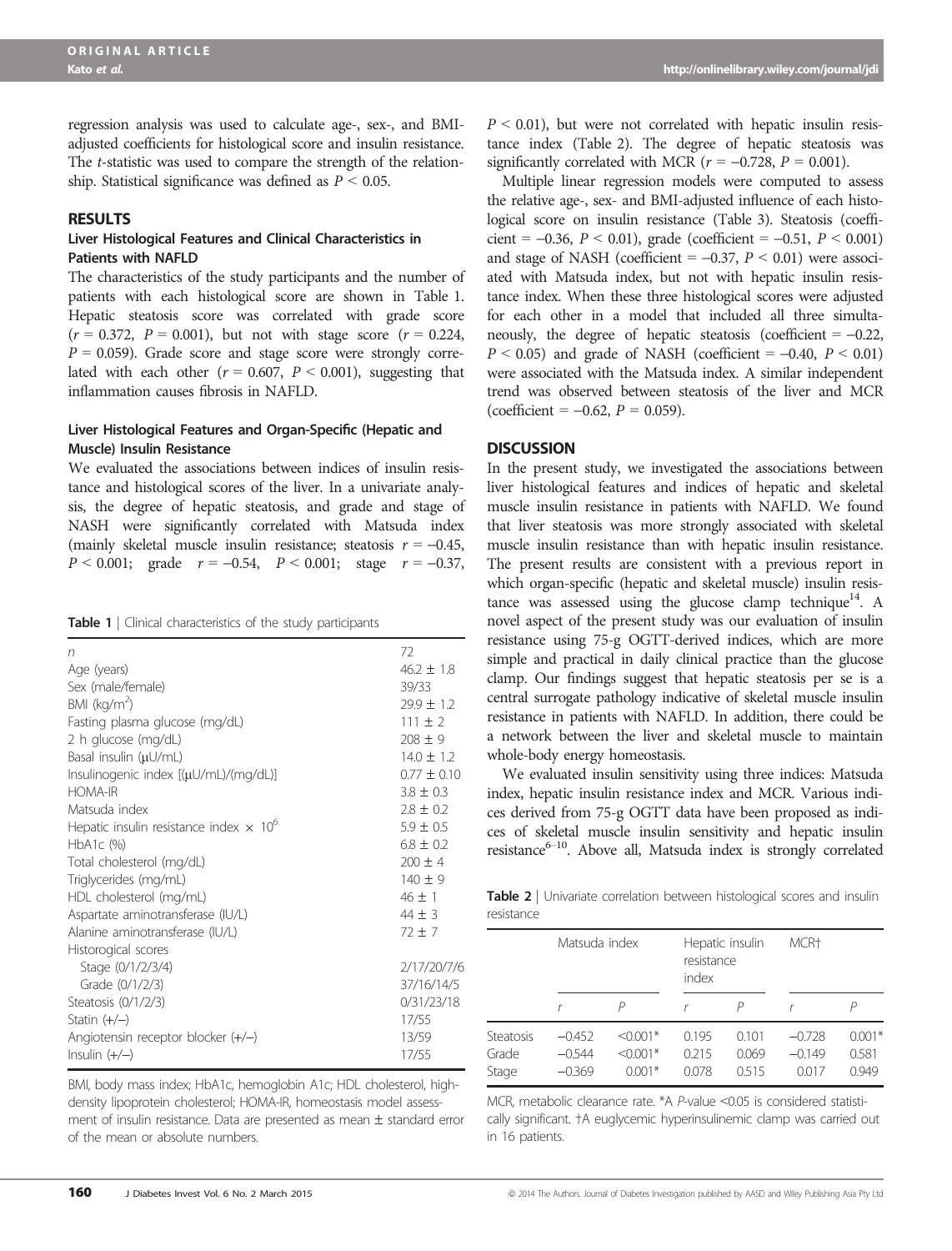regression analysis was used to calculate age-, sex-, and BMI-adjusted coefficients for histological score and insulin resistance. The *t*-statistic was used to compare the strength of the relationship. Statistical significance was defined as $P < 0.05$.

## RESULTS

### Liver Histological Features and Clinical Characteristics in Patients with NAFLD

The characteristics of the study participants and the number of patients with each histological score are shown in Table 1. Hepatic steatosis score was correlated with grade score ($r = 0.372$, $P = 0.001$), but not with stage score ($r = 0.224$, $P = 0.059$). Grade score and stage score were strongly correlated with each other ($r = 0.607$, $P < 0.001$), suggesting that inflammation causes fibrosis in NAFLD.

### Liver Histological Features and Organ-Specific (Hepatic and Muscle) Insulin Resistance

We evaluated the associations between indices of insulin resistance and histological scores of the liver. In a univariate analysis, the degree of hepatic steatosis, and grade and stage of NASH were significantly correlated with Matsuda index (mainly skeletal muscle insulin resistance; steatosis $r = -0.45$, $P < 0.001$; grade $r = -0.54$, $P < 0.001$; stage $r = -0.37$, $P < 0.01$), but were not correlated with hepatic insulin resistance index (Table 2). The degree of hepatic steatosis was significantly correlated with MCR ($r = -0.728$, $P = 0.001$).

Multiple linear regression models were computed to assess the relative age-, sex- and BMI-adjusted influence of each histological score on insulin resistance (Table 3). Steatosis (coefficient = –0.36, $P < 0.01$), grade (coefficient = –0.51, $P < 0.001$) and stage of NASH (coefficient = –0.37, $P < 0.01$) were associated with Matsuda index, but not with hepatic insulin resistance index. When these three histological scores were adjusted for each other in a model that included all three simultaneously, the degree of hepatic steatosis (coefficient = –0.22, $P < 0.05$) and grade of NASH (coefficient = –0.40, $P < 0.01$) were associated with the Matsuda index. A similar independent trend was observed between steatosis of the liver and MCR (coefficient = –0.62, $P = 0.059$).

**Table 1** | Clinical characteristics of the study participants

| | |
|---|---|
| *n* | 72 |
| Age (years) | 46.2 ± 1.8 |
| Sex (male/female) | 39/33 |
| BMI (kg/m$^2$) | 29.9 ± 1.2 |
| Fasting plasma glucose (mg/dL) | 111 ± 2 |
| 2 h glucose (mg/dL) | 208 ± 9 |
| Basal insulin (μU/mL) | 14.0 ± 1.2 |
| Insulinogenic index [(μU/mL)/(mg/dL)] | 0.77 ± 0.10 |
| HOMA-IR | 3.8 ± 0.3 |
| Matsuda index | 2.8 ± 0.2 |
| Hepatic insulin resistance index × 10$^6$ | 5.9 ± 0.5 |
| HbA1c (%) | 6.8 ± 0.2 |
| Total cholesterol (mg/dL) | 200 ± 4 |
| Triglycerides (mg/mL) | 140 ± 9 |
| HDL cholesterol (mg/mL) | 46 ± 1 |
| Aspartate aminotransferase (IU/L) | 44 ± 3 |
| Alanine aminotransferase (IU/L) | 72 ± 7 |
| Historogical scores | |
| Stage (0/1/2/3/4) | 2/17/20/7/6 |
| Grade (0/1/2/3) | 37/16/14/5 |
| Steatosis (0/1/2/3) | 0/31/23/18 |
| Statin (+/–) | 17/55 |
| Angiotensin receptor blocker (+/–) | 13/59 |
| Insulin (+/–) | 17/55 |

BMI, body mass index; HbA1c, hemoglobin A1c; HDL cholesterol, high-density lipoprotein cholesterol; HOMA-IR, homeostasis model assessment of insulin resistance. Data are presented as mean ± standard error of the mean or absolute numbers.

## DISCUSSION

In the present study, we investigated the associations between liver histological features and indices of hepatic and skeletal muscle insulin resistance in patients with NAFLD. We found that liver steatosis was more strongly associated with skeletal muscle insulin resistance than with hepatic insulin resistance. The present results are consistent with a previous report in which organ-specific (hepatic and skeletal muscle) insulin resistance was assessed using the glucose clamp technique[14]. A novel aspect of the present study was our evaluation of insulin resistance using 75-g OGTT-derived indices, which are more simple and practical in daily clinical practice than the glucose clamp. Our findings suggest that hepatic steatosis per se is a central surrogate pathology indicative of skeletal muscle insulin resistance in patients with NAFLD. In addition, there could be a network between the liver and skeletal muscle to maintain whole-body energy homeostasis.

We evaluated insulin sensitivity using three indices: Matsuda index, hepatic insulin resistance index and MCR. Various indices derived from 75-g OGTT data have been proposed as indices of skeletal muscle insulin sensitivity and hepatic insulin resistance[6–10]. Above all, Matsuda index is strongly correlated

**Table 2** | Univariate correlation between histological scores and insulin resistance

| | Matsuda index | | Hepatic insulin resistance index | | MCR† | |
|---|---|---|---|---|---|---|
| | *r* | *P* | *r* | *P* | *r* | *P* |
| Steatosis | −0.452 | <0.001* | 0.195 | 0.101 | −0.728 | 0.001* |
| Grade | −0.544 | <0.001* | 0.215 | 0.069 | −0.149 | 0.581 |
| Stage | −0.369 | 0.001* | 0.078 | 0.515 | 0.017 | 0.949 |

MCR, metabolic clearance rate. *A *P*-value <0.05 is considered statistically significant. †A euglycemic hyperinsulinemic clamp was carried out in 16 patients.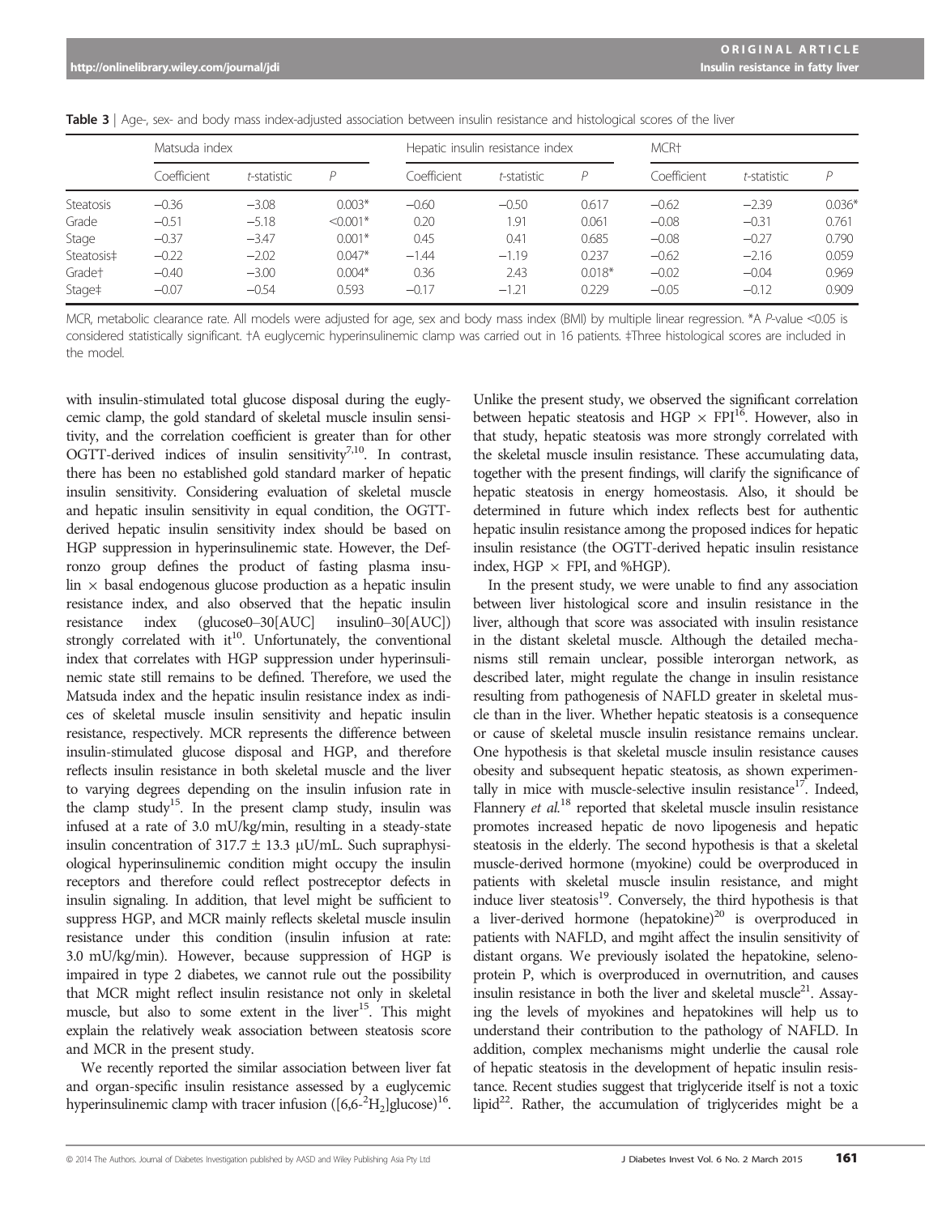**Table 3** | Age-, sex- and body mass index-adjusted association between insulin resistance and histological scores of the liver

| | Matsuda index | | | Hepatic insulin resistance index | | | MCR† | | |
|---|---|---|---|---|---|---|---|---|---|
| | Coefficient | *t*-statistic | *P* | Coefficient | *t*-statistic | *P* | Coefficient | *t*-statistic | *P* |
| Steatosis | −0.36 | −3.08 | 0.003* | −0.60 | −0.50 | 0.617 | −0.62 | −2.39 | 0.036* |
| Grade | −0.51 | −5.18 | <0.001* | 0.20 | 1.91 | 0.061 | −0.08 | −0.31 | 0.761 |
| Stage | −0.37 | −3.47 | 0.001* | 0.45 | 0.41 | 0.685 | −0.08 | −0.27 | 0.790 |
| Steatosis‡ | −0.22 | −2.02 | 0.047* | −1.44 | −1.19 | 0.237 | −0.62 | −2.16 | 0.059 |
| Grade† | −0.40 | −3.00 | 0.004* | 0.36 | 2.43 | 0.018* | −0.02 | −0.04 | 0.969 |
| Stage‡ | −0.07 | −0.54 | 0.593 | −0.17 | −1.21 | 0.229 | −0.05 | −0.12 | 0.909 |

MCR, metabolic clearance rate. All models were adjusted for age, sex and body mass index (BMI) by multiple linear regression. *A *P*-value <0.05 is considered statistically significant. †A euglycemic hyperinsulinemic clamp was carried out in 16 patients. ‡Three histological scores are included in the model.

with insulin-stimulated total glucose disposal during the euglycemic clamp, the gold standard of skeletal muscle insulin sensitivity, and the correlation coefficient is greater than for other OGTT-derived indices of insulin sensitivity[7,10]. In contrast, there has been no established gold standard marker of hepatic insulin sensitivity. Considering evaluation of skeletal muscle and hepatic insulin sensitivity in equal condition, the OGTT-derived hepatic insulin sensitivity index should be based on HGP suppression in hyperinsulinemic state. However, the Defronzo group defines the product of fasting plasma insulin × basal endogenous glucose production as a hepatic insulin resistance index, and also observed that the hepatic insulin resistance index (glucose0–30[AUC] insulin0–30[AUC]) strongly correlated with it[10]. Unfortunately, the conventional index that correlates with HGP suppression under hyperinsulinemic state still remains to be defined. Therefore, we used the Matsuda index and the hepatic insulin resistance index as indices of skeletal muscle insulin sensitivity and hepatic insulin resistance, respectively. MCR represents the difference between insulin-stimulated glucose disposal and HGP, and therefore reflects insulin resistance in both skeletal muscle and the liver to varying degrees depending on the insulin infusion rate in the clamp study[15]. In the present clamp study, insulin was infused at a rate of 3.0 mU/kg/min, resulting in a steady-state insulin concentration of 317.7 ± 13.3 μU/mL. Such supraphysiological hyperinsulinemic condition might occupy the insulin receptors and therefore could reflect postreceptor defects in insulin signaling. In addition, that level might be sufficient to suppress HGP, and MCR mainly reflects skeletal muscle insulin resistance under this condition (insulin infusion at rate: 3.0 mU/kg/min). However, because suppression of HGP is impaired in type 2 diabetes, we cannot rule out the possibility that MCR might reflect insulin resistance not only in skeletal muscle, but also to some extent in the liver[15]. This might explain the relatively weak association between steatosis score and MCR in the present study.

We recently reported the similar association between liver fat and organ-specific insulin resistance assessed by a euglycemic hyperinsulinemic clamp with tracer infusion ([6,6-$^2H_2$]glucose)[16]. Unlike the present study, we observed the significant correlation between hepatic steatosis and HGP × FPI[16]. However, also in that study, hepatic steatosis was more strongly correlated with the skeletal muscle insulin resistance. These accumulating data, together with the present findings, will clarify the significance of hepatic steatosis in energy homeostasis. Also, it should be determined in future which index reflects best for authentic hepatic insulin resistance among the proposed indices for hepatic insulin resistance (the OGTT-derived hepatic insulin resistance index, HGP × FPI, and %HGP).

In the present study, we were unable to find any association between liver histological score and insulin resistance in the liver, although that score was associated with insulin resistance in the distant skeletal muscle. Although the detailed mechanisms still remain unclear, possible interorgan network, as described later, might regulate the change in insulin resistance resulting from pathogenesis of NAFLD greater in skeletal muscle than in the liver. Whether hepatic steatosis is a consequence or cause of skeletal muscle insulin resistance remains unclear. One hypothesis is that skeletal muscle insulin resistance causes obesity and subsequent hepatic steatosis, as shown experimentally in mice with muscle-selective insulin resistance[17]. Indeed, Flannery *et al.*[18] reported that skeletal muscle insulin resistance promotes increased hepatic de novo lipogenesis and hepatic steatosis in the elderly. The second hypothesis is that a skeletal muscle-derived hormone (myokine) could be overproduced in patients with skeletal muscle insulin resistance, and might induce liver steatosis[19]. Conversely, the third hypothesis is that a liver-derived hormone (hepatokine)[20] is overproduced in patients with NAFLD, and mgiht affect the insulin sensitivity of distant organs. We previously isolated the hepatokine, selenoprotein P, which is overproduced in overnutrition, and causes insulin resistance in both the liver and skeletal muscle[21]. Assaying the levels of myokines and hepatokines will help us to understand their contribution to the pathology of NAFLD. In addition, complex mechanisms might underlie the causal role of hepatic steatosis in the development of hepatic insulin resistance. Recent studies suggest that triglyceride itself is not a toxic lipid[22]. Rather, the accumulation of triglycerides might be a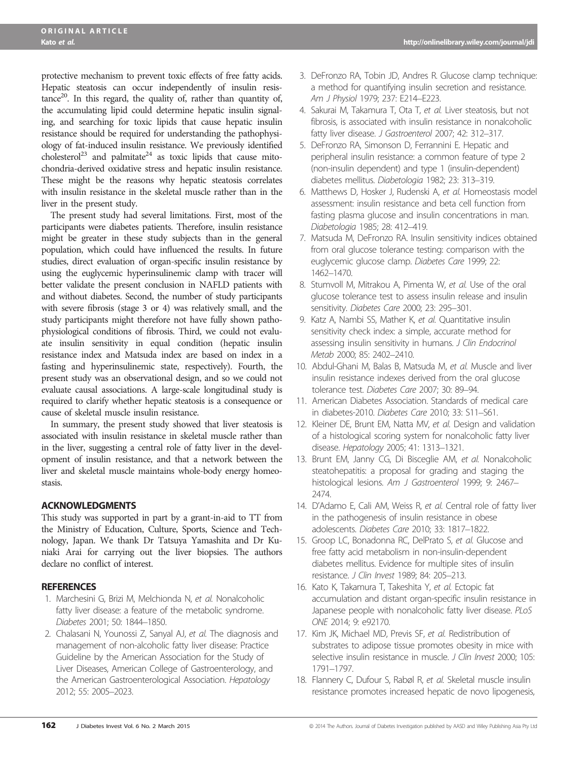protective mechanism to prevent toxic effects of free fatty acids. Hepatic steatosis can occur independently of insulin resistance[20]. In this regard, the quality of, rather than quantity of, the accumulating lipid could determine hepatic insulin signaling, and searching for toxic lipids that cause hepatic insulin resistance should be required for understanding the pathophysiology of fat-induced insulin resistance. We previously identified cholesterol[23] and palmitate[24] as toxic lipids that cause mitochondria-derived oxidative stress and hepatic insulin resistance. These might be the reasons why hepatic steatosis correlates with insulin resistance in the skeletal muscle rather than in the liver in the present study.

The present study had several limitations. First, most of the participants were diabetes patients. Therefore, insulin resistance might be greater in these study subjects than in the general population, which could have influenced the results. In future studies, direct evaluation of organ-specific insulin resistance by using the euglycemic hyperinsulinemic clamp with tracer will better validate the present conclusion in NAFLD patients with and without diabetes. Second, the number of study participants with severe fibrosis (stage 3 or 4) was relatively small, and the study participants might therefore not have fully shown pathophysiological conditions of fibrosis. Third, we could not evaluate insulin sensitivity in equal condition (hepatic insulin resistance index and Matsuda index are based on index in a fasting and hyperinsulinemic state, respectively). Fourth, the present study was an observational design, and so we could not evaluate causal associations. A large-scale longitudinal study is required to clarify whether hepatic steatosis is a consequence or cause of skeletal muscle insulin resistance.

In summary, the present study showed that liver steatosis is associated with insulin resistance in skeletal muscle rather than in the liver, suggesting a central role of fatty liver in the development of insulin resistance, and that a network between the liver and skeletal muscle maintains whole-body energy homeostasis.

## ACKNOWLEDGMENTS

This study was supported in part by a grant-in-aid to TT from the Ministry of Education, Culture, Sports, Science and Technology, Japan. We thank Dr Tatsuya Yamashita and Dr Kuniaki Arai for carrying out the liver biopsies. The authors declare no conflict of interest.

## REFERENCES

1. Marchesini G, Brizi M, Melchionda N, *et al.* Nonalcoholic fatty liver disease: a feature of the metabolic syndrome. *Diabetes* 2001; 50: 1844–1850.
2. Chalasani N, Younossi Z, Sanyal AJ, *et al.* The diagnosis and management of non-alcoholic fatty liver disease: Practice Guideline by the American Association for the Study of Liver Diseases, American College of Gastroenterology, and the American Gastroenterological Association. *Hepatology* 2012; 55: 2005–2023.
3. DeFronzo RA, Tobin JD, Andres R. Glucose clamp technique: a method for quantifying insulin secretion and resistance. *Am J Physiol* 1979; 237: E214–E223.
4. Sakurai M, Takamura T, Ota T, *et al.* Liver steatosis, but not fibrosis, is associated with insulin resistance in nonalcoholic fatty liver disease. *J Gastroenterol* 2007; 42: 312–317.
5. DeFronzo RA, Simonson D, Ferrannini E. Hepatic and peripheral insulin resistance: a common feature of type 2 (non-insulin dependent) and type 1 (insulin-dependent) diabetes mellitus. *Diabetologia* 1982; 23: 313–319.
6. Matthews D, Hosker J, Rudenski A, *et al.* Homeostasis model assessment: insulin resistance and beta cell function from fasting plasma glucose and insulin concentrations in man. *Diabetologia* 1985; 28: 412–419.
7. Matsuda M, DeFronzo RA. Insulin sensitivity indices obtained from oral glucose tolerance testing: comparison with the euglycemic glucose clamp. *Diabetes Care* 1999; 22: 1462–1470.
8. Stumvoll M, Mitrakou A, Pimenta W, *et al.* Use of the oral glucose tolerance test to assess insulin release and insulin sensitivity. *Diabetes Care* 2000; 23: 295–301.
9. Katz A, Nambi SS, Mather K, *et al.* Quantitative insulin sensitivity check index: a simple, accurate method for assessing insulin sensitivity in humans. *J Clin Endocrinol Metab* 2000; 85: 2402–2410.
10. Abdul-Ghani M, Balas B, Matsuda M, *et al.* Muscle and liver insulin resistance indexes derived from the oral glucose tolerance test. *Diabetes Care* 2007; 30: 89–94.
11. American Diabetes Association. Standards of medical care in diabetes-2010. *Diabetes Care* 2010; 33: S11–S61.
12. Kleiner DE, Brunt EM, Natta MV, *et al.* Design and validation of a histological scoring system for nonalcoholic fatty liver disease. *Hepatology* 2005; 41: 1313–1321.
13. Brunt EM, Janny CG, Di Bisceglie AM, *et al.* Nonalcoholic steatohepatitis: a proposal for grading and staging the histological lesions. *Am J Gastroenterol* 1999; 9: 2467–2474.
14. D'Adamo E, Cali AM, Weiss R, *et al.* Central role of fatty liver in the pathogenesis of insulin resistance in obese adolescents. *Diabetes Care* 2010; 33: 1817–1822.
15. Groop LC, Bonadonna RC, DelPrato S, *et al.* Glucose and free fatty acid metabolism in non-insulin-dependent diabetes mellitus. Evidence for multiple sites of insulin resistance. *J Clin Invest* 1989; 84: 205–213.
16. Kato K, Takamura T, Takeshita Y, *et al.* Ectopic fat accumulation and distant organ-specific insulin resistance in Japanese people with nonalcoholic fatty liver disease. *PLoS ONE* 2014; 9: e92170.
17. Kim JK, Michael MD, Previs SF, *et al.* Redistribution of substrates to adipose tissue promotes obesity in mice with selective insulin resistance in muscle. *J Clin Invest* 2000; 105: 1791–1797.
18. Flannery C, Dufour S, Rabøl R, *et al.* Skeletal muscle insulin resistance promotes increased hepatic de novo lipogenesis,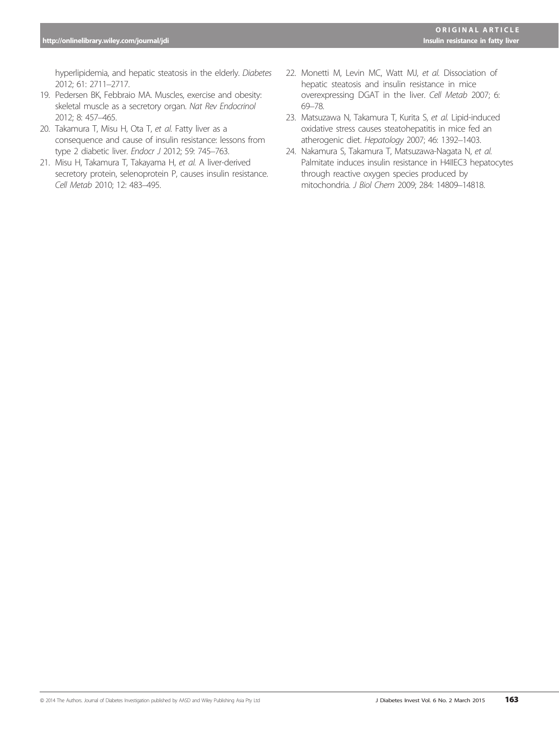hyperlipidemia, and hepatic steatosis in the elderly. *Diabetes* 2012; 61: 2711–2717.

19. Pedersen BK, Febbraio MA. Muscles, exercise and obesity: skeletal muscle as a secretory organ. *Nat Rev Endocrinol* 2012; 8: 457–465.
20. Takamura T, Misu H, Ota T, *et al.* Fatty liver as a consequence and cause of insulin resistance: lessons from type 2 diabetic liver. *Endocr J* 2012; 59: 745–763.
21. Misu H, Takamura T, Takayama H, *et al.* A liver-derived secretory protein, selenoprotein P, causes insulin resistance. *Cell Metab* 2010; 12: 483–495.
22. Monetti M, Levin MC, Watt MJ, *et al.* Dissociation of hepatic steatosis and insulin resistance in mice overexpressing DGAT in the liver. *Cell Metab* 2007; 6: 69–78.
23. Matsuzawa N, Takamura T, Kurita S, *et al.* Lipid-induced oxidative stress causes steatohepatitis in mice fed an atherogenic diet. *Hepatology* 2007; 46: 1392–1403.
24. Nakamura S, Takamura T, Matsuzawa-Nagata N, *et al.* Palmitate induces insulin resistance in H4IIEC3 hepatocytes through reactive oxygen species produced by mitochondria. *J Biol Chem* 2009; 284: 14809–14818.